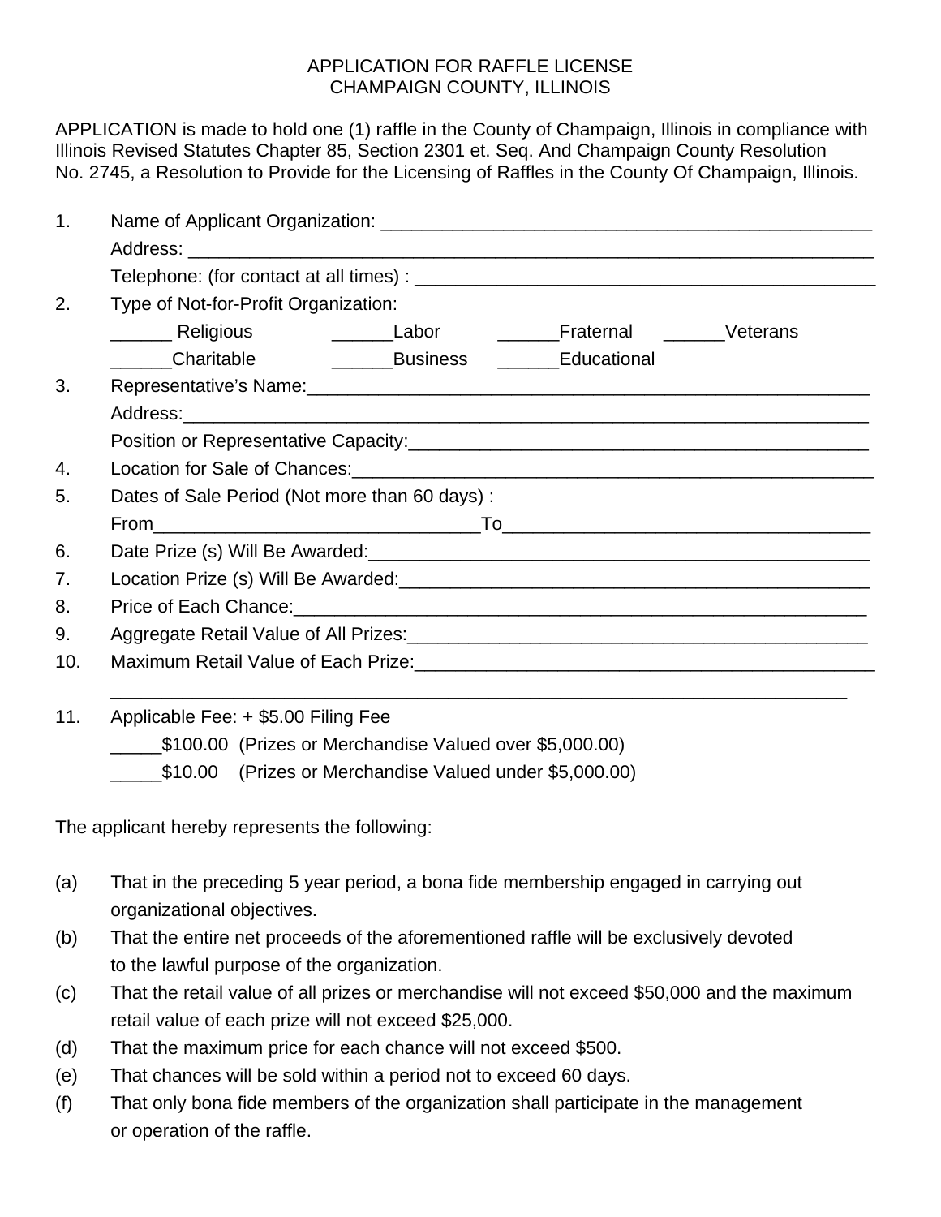# APPLICATION FOR RAFFLE LICENSE
# CHAMPAIGN COUNTY, ILLINOIS

APPLICATION is made to hold one (1) raffle in the County of Champaign, Illinois in compliance with Illinois Revised Statutes Chapter 85, Section 2301 et. Seq. And Champaign County Resolution No. 2745, a Resolution to Provide for the Licensing of Raffles in the County Of Champaign, Illinois.

1. Name of Applicant Organization: __________________________________________________
   Address: ______________________________________________________________________
   Telephone: (for contact at all times) : _______________________________________________
2. Type of Not-for-Profit Organization:
   ______ Religious ______Labor ______Fraternal ______Veterans
   ______Charitable ______Business ______Educational
3. Representative's Name:__________________________________________________________
   Address:_______________________________________________________________________
   Position or Representative Capacity:_____________________________________________
4. Location for Sale of Chances:____________________________________________________
5. Dates of Sale Period (Not more than 60 days) :
   From________________________________To___________________________________
6. Date Prize (s) Will Be Awarded:__________________________________________________
7. Location Prize (s) Will Be Awarded:_______________________________________________
8. Price of Each Chance:___________________________________________________________
9. Aggregate Retail Value of All Prizes:______________________________________________
10. Maximum Retail Value of Each Prize:_____________________________________________
    ___________________________________________________________________________
11. Applicable Fee: + $5.00 Filing Fee
    _____$100.00 (Prizes or Merchandise Valued over $5,000.00)
    _____$10.00 (Prizes or Merchandise Valued under $5,000.00)

The applicant hereby represents the following:

(a) That in the preceding 5 year period, a bona fide membership engaged in carrying out organizational objectives.

(b) That the entire net proceeds of the aforementioned raffle will be exclusively devoted to the lawful purpose of the organization.

(c) That the retail value of all prizes or merchandise will not exceed $50,000 and the maximum retail value of each prize will not exceed $25,000.

(d) That the maximum price for each chance will not exceed $500.

(e) That chances will be sold within a period not to exceed 60 days.

(f) That only bona fide members of the organization shall participate in the management or operation of the raffle.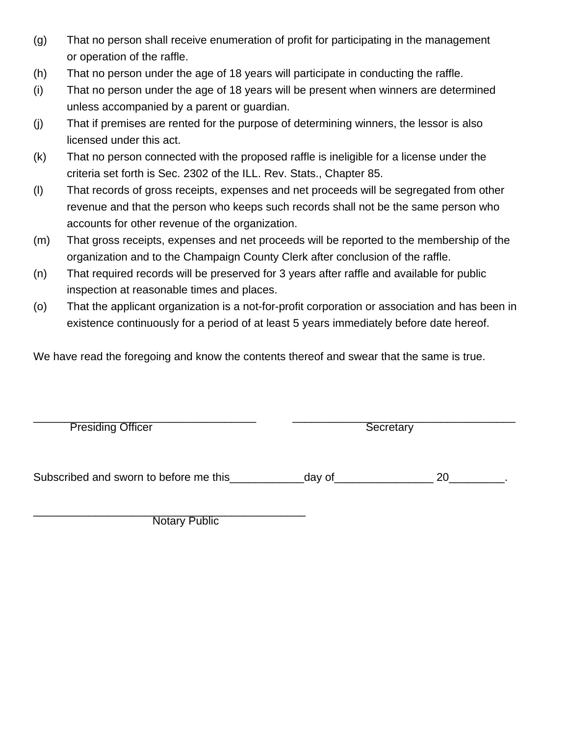(g) That no person shall receive enumeration of profit for participating in the management or operation of the raffle.

(h) That no person under the age of 18 years will participate in conducting the raffle.

(i) That no person under the age of 18 years will be present when winners are determined unless accompanied by a parent or guardian.

(j) That if premises are rented for the purpose of determining winners, the lessor is also licensed under this act.

(k) That no person connected with the proposed raffle is ineligible for a license under the criteria set forth is Sec. 2302 of the ILL. Rev. Stats., Chapter 85.

(l) That records of gross receipts, expenses and net proceeds will be segregated from other revenue and that the person who keeps such records shall not be the same person who accounts for other revenue of the organization.

(m) That gross receipts, expenses and net proceeds will be reported to the membership of the organization and to the Champaign County Clerk after conclusion of the raffle.

(n) That required records will be preserved for 3 years after raffle and available for public inspection at reasonable times and places.

(o) That the applicant organization is a not-for-profit corporation or association and has been in existence continuously for a period of at least 5 years immediately before date hereof.

We have read the foregoing and know the contents thereof and swear that the same is true.

_____________________________________ _____________________________________
Presiding Officer Secretary

Subscribed and sworn to before me this____________day of________________ 20_________.

_____________________________________________
Notary Public